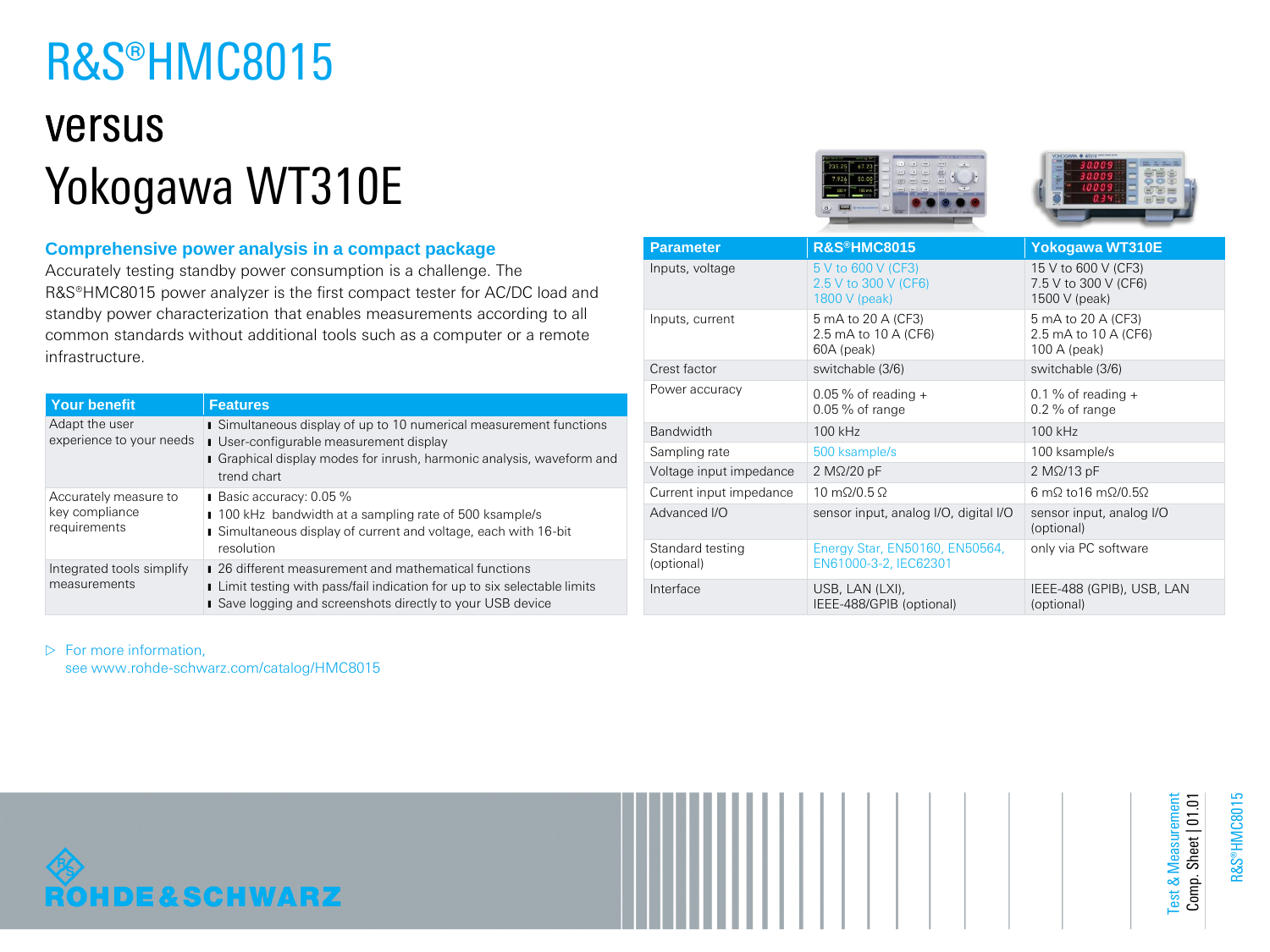# R&S®HMC8015

# versus

# Yokogawa WT310E

## Comprehensive power analysis in a compact package

Accurately testing standby power consumption is a challenge. The R&S®HMC8015 power analyzer is the first compact tester for AC/DC load and standby power characterization that enables measurements according to all common standards without additional tools such as a computer or a remote infrastructure.

| Your benefit | Features |
|---|---|
| Adapt the user experience to your needs | ▪ Simultaneous display of up to 10 numerical measurement functions<br>▪ User-configurable measurement display<br>▪ Graphical display modes for inrush, harmonic analysis, waveform and trend chart |
| Accurately measure to key compliance requirements | ▪ Basic accuracy: 0.05 %<br>▪ 100 kHz bandwidth at a sampling rate of 500 ksample/s<br>▪ Simultaneous display of current and voltage, each with 16-bit resolution |
| Integrated tools simplify measurements | ▪ 26 different measurement and mathematical functions<br>▪ Limit testing with pass/fail indication for up to six selectable limits<br>▪ Save logging and screenshots directly to your USB device |

| Parameter | R&S®HMC8015 | Yokogawa WT310E |
|---|---|---|
| Inputs, voltage | 5 V to 600 V (CF3)<br>2.5 V to 300 V (CF6)<br>1800 V (peak) | 15 V to 600 V (CF3)<br>7.5 V to 300 V (CF6)<br>1500 V (peak) |
| Inputs, current | 5 mA to 20 A (CF3)<br>2.5 mA to 10 A (CF6)<br>60A (peak) | 5 mA to 20 A (CF3)<br>2.5 mA to 10 A (CF6)<br>100 A (peak) |
| Crest factor | switchable (3/6) | switchable (3/6) |
| Power accuracy | 0.05 % of reading +<br>0.05 % of range | 0.1 % of reading +<br>0.2 % of range |
| Bandwidth | 100 kHz | 100 kHz |
| Sampling rate | 500 ksample/s | 100 ksample/s |
| Voltage input impedance | 2 MΩ/20 pF | 2 MΩ/13 pF |
| Current input impedance | 10 mΩ/0.5 Ω | 6 mΩ to16 mΩ/0.5Ω |
| Advanced I/O | sensor input, analog I/O, digital I/O | sensor input, analog I/O (optional) |
| Standard testing (optional) | Energy Star, EN50160, EN50564, EN61000-3-2, IEC62301 | only via PC software |
| Interface | USB, LAN (LXI),<br>IEEE-488/GPIB (optional) | IEEE-488 (GPIB), USB, LAN (optional) |

▷ For more information, see www.rohde-schwarz.com/catalog/HMC8015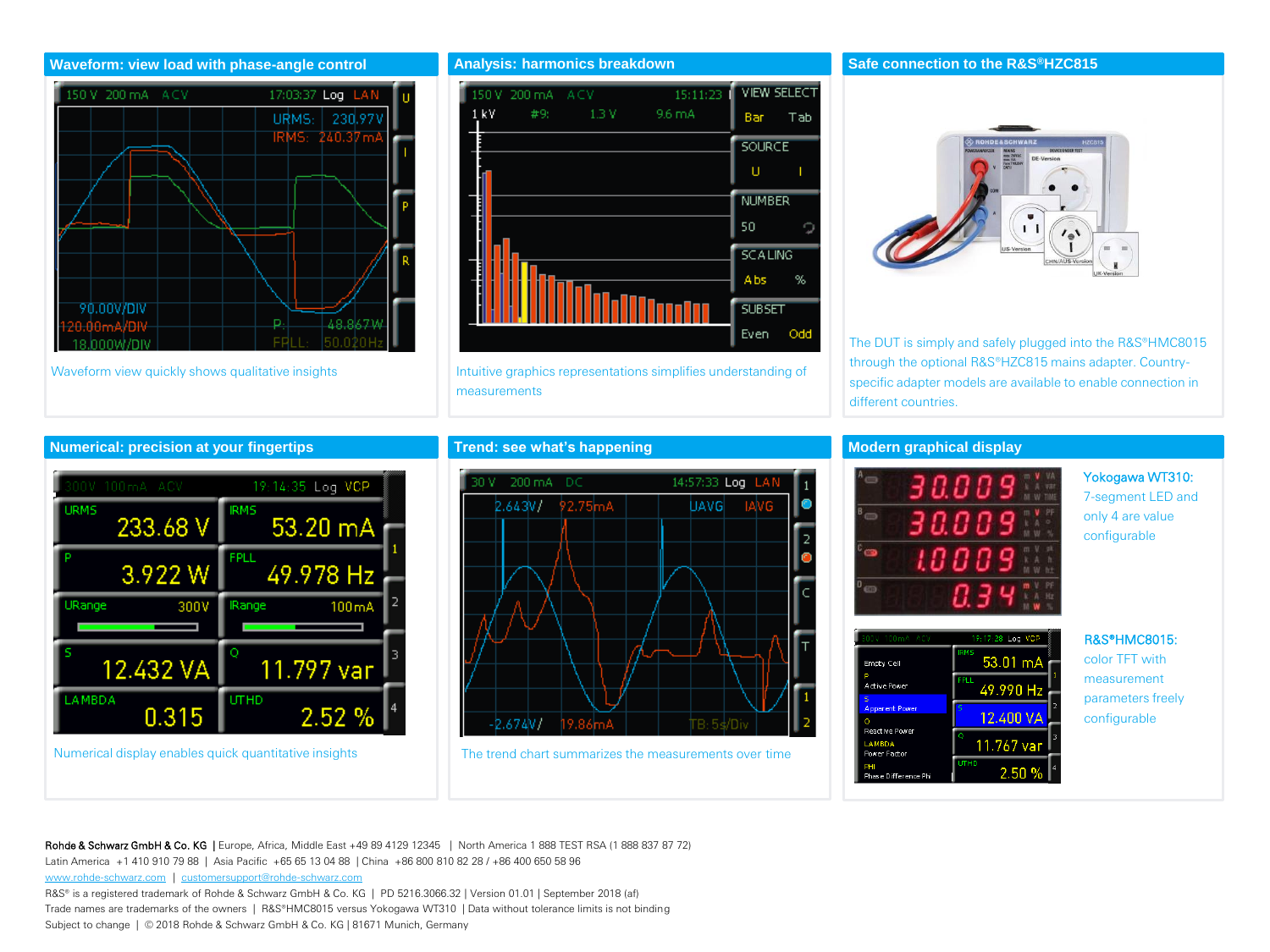## Waveform: view load with phase-angle control

Waveform view quickly shows qualitative insights

## Analysis: harmonics breakdown

Intuitive graphics representations simplifies understanding of measurements

## Safe connection to the R&S®HZC815

The DUT is simply and safely plugged into the R&S®HMC8015 through the optional R&S®HZC815 mains adapter. Country-specific adapter models are available to enable connection in different countries.

## Numerical: precision at your fingertips

Numerical display enables quick quantitative insights

## Trend: see what's happening

The trend chart summarizes the measurements over time

## Modern graphical display

**Yokogawa WT310:** 7-segment LED and only 4 are value configurable

**R&S®HMC8015:** color TFT with measurement parameters freely configurable

---

**Rohde & Schwarz GmbH & Co. KG** | Europe, Africa, Middle East +49 89 4129 12345 | North America 1 888 TEST RSA (1 888 837 87 72)
Latin America +1 410 910 79 88 | Asia Pacific +65 65 13 04 88 | China +86 800 810 82 28 / +86 400 650 58 96
www.rohde-schwarz.com | customersupport@rohde-schwarz.com
R&S® is a registered trademark of Rohde & Schwarz GmbH & Co. KG | PD 5216.3066.32 | Version 01.01 | September 2018 (af)
Trade names are trademarks of the owners | R&S®HMC8015 versus Yokogawa WT310 | Data without tolerance limits is not binding
Subject to change | © 2018 Rohde & Schwarz GmbH & Co. KG | 81671 Munich, Germany